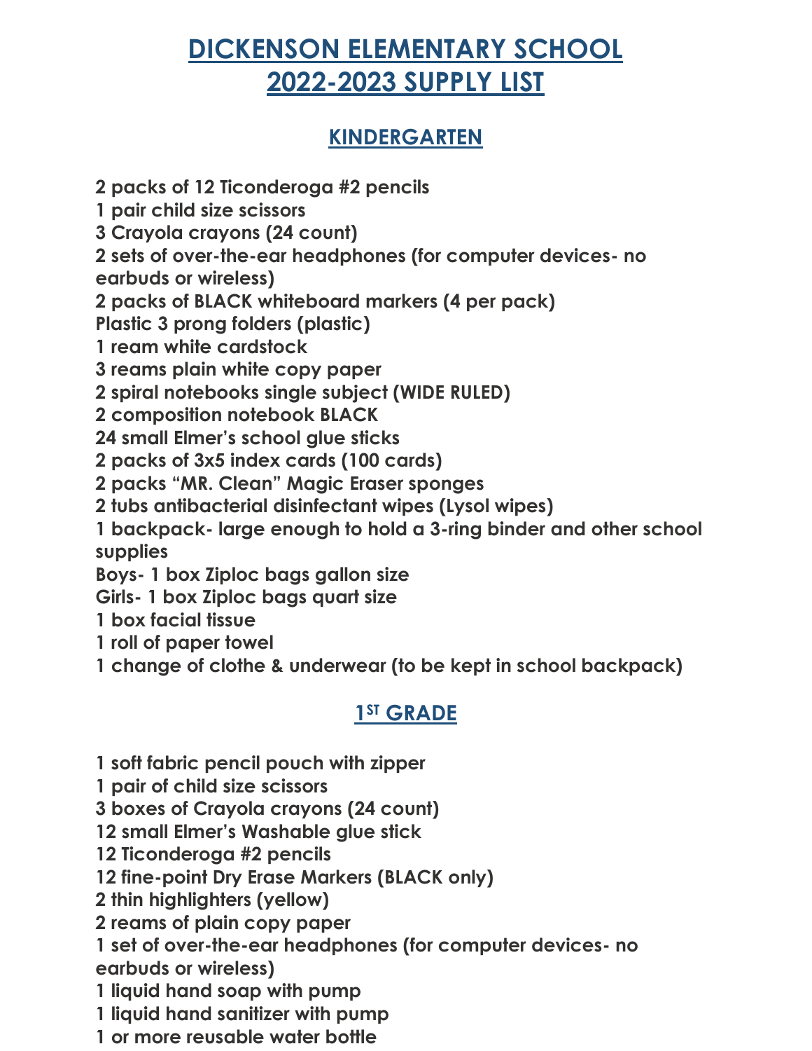# DICKENSON ELEMENTARY SCHOOL
# 2022-2023 SUPPLY LIST

## KINDERGARTEN

**2 packs of 12 Ticonderoga #2 pencils**
**1 pair child size scissors**
**3 Crayola crayons (24 count)**
**2 sets of over-the-ear headphones (for computer devices- no earbuds or wireless)**
**2 packs of BLACK whiteboard markers (4 per pack)**
**Plastic 3 prong folders (plastic)**
**1 ream white cardstock**
**3 reams plain white copy paper**
**2 spiral notebooks single subject (WIDE RULED)**
**2 composition notebook BLACK**
**24 small Elmer's school glue sticks**
**2 packs of 3x5 index cards (100 cards)**
**2 packs "MR. Clean" Magic Eraser sponges**
**2 tubs antibacterial disinfectant wipes (Lysol wipes)**
**1 backpack- large enough to hold a 3-ring binder and other school supplies**
**Boys- 1 box Ziploc bags gallon size**
**Girls- 1 box Ziploc bags quart size**
**1 box facial tissue**
**1 roll of paper towel**
**1 change of clothe & underwear (to be kept in school backpack)**

## 1ST GRADE

**1 soft fabric pencil pouch with zipper**
**1 pair of child size scissors**
**3 boxes of Crayola crayons (24 count)**
**12 small Elmer's Washable glue stick**
**12 Ticonderoga #2 pencils**
**12 fine-point Dry Erase Markers (BLACK only)**
**2 thin highlighters (yellow)**
**2 reams of plain copy paper**
**1 set of over-the-ear headphones (for computer devices- no earbuds or wireless)**
**1 liquid hand soap with pump**
**1 liquid hand sanitizer with pump**
**1 or more reusable water bottle**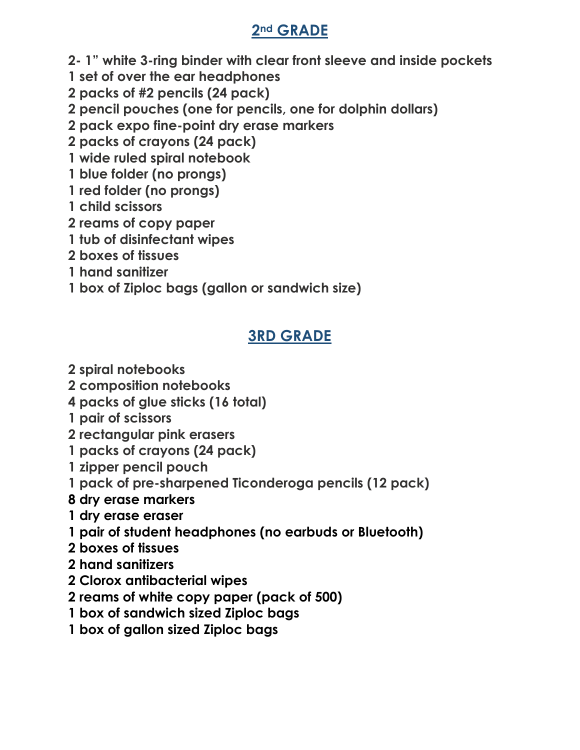## 2nd GRADE

**2- 1" white 3-ring binder with clear front sleeve and inside pockets**
**1 set of over the ear headphones**
**2 packs of #2 pencils (24 pack)**
**2 pencil pouches (one for pencils, one for dolphin dollars)**
**2 pack expo fine-point dry erase markers**
**2 packs of crayons (24 pack)**
**1 wide ruled spiral notebook**
**1 blue folder (no prongs)**
**1 red folder (no prongs)**
**1 child scissors**
**2 reams of copy paper**
**1 tub of disinfectant wipes**
**2 boxes of tissues**
**1 hand sanitizer**
**1 box of Ziploc bags (gallon or sandwich size)**

## 3RD GRADE

**2 spiral notebooks**
**2 composition notebooks**
**4 packs of glue sticks (16 total)**
**1 pair of scissors**
**2 rectangular pink erasers**
**1 packs of crayons (24 pack)**
**1 zipper pencil pouch**
**1 pack of pre-sharpened Ticonderoga pencils (12 pack)**
**8 dry erase markers**
**1 dry erase eraser**
**1 pair of student headphones (no earbuds or Bluetooth)**
**2 boxes of tissues**
**2 hand sanitizers**
**2 Clorox antibacterial wipes**
**2 reams of white copy paper (pack of 500)**
**1 box of sandwich sized Ziploc bags**
**1 box of gallon sized Ziploc bags**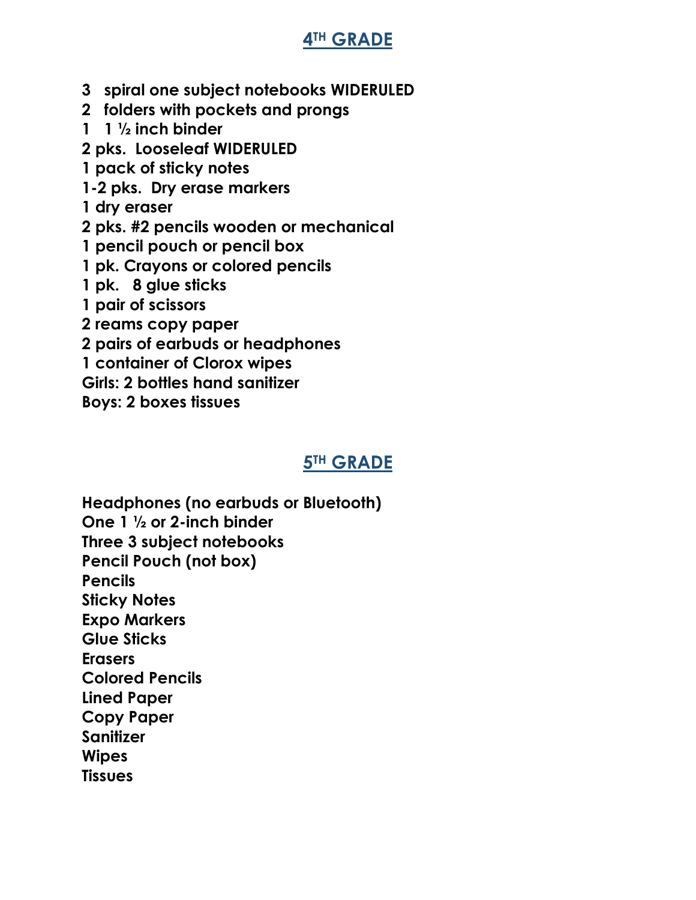## 4TH GRADE

**3 spiral one subject notebooks WIDERULED**
**2 folders with pockets and prongs**
**1 1 ½ inch binder**
**2 pks. Looseleaf WIDERULED**
**1 pack of sticky notes**
**1-2 pks. Dry erase markers**
**1 dry eraser**
**2 pks. #2 pencils wooden or mechanical**
**1 pencil pouch or pencil box**
**1 pk. Crayons or colored pencils**
**1 pk. 8 glue sticks**
**1 pair of scissors**
**2 reams copy paper**
**2 pairs of earbuds or headphones**
**1 container of Clorox wipes**
**Girls: 2 bottles hand sanitizer**
**Boys: 2 boxes tissues**

## 5TH GRADE

**Headphones (no earbuds or Bluetooth)**
**One 1 ½ or 2-inch binder**
**Three 3 subject notebooks**
**Pencil Pouch (not box)**
**Pencils**
**Sticky Notes**
**Expo Markers**
**Glue Sticks**
**Erasers**
**Colored Pencils**
**Lined Paper**
**Copy Paper**
**Sanitizer**
**Wipes**
**Tissues**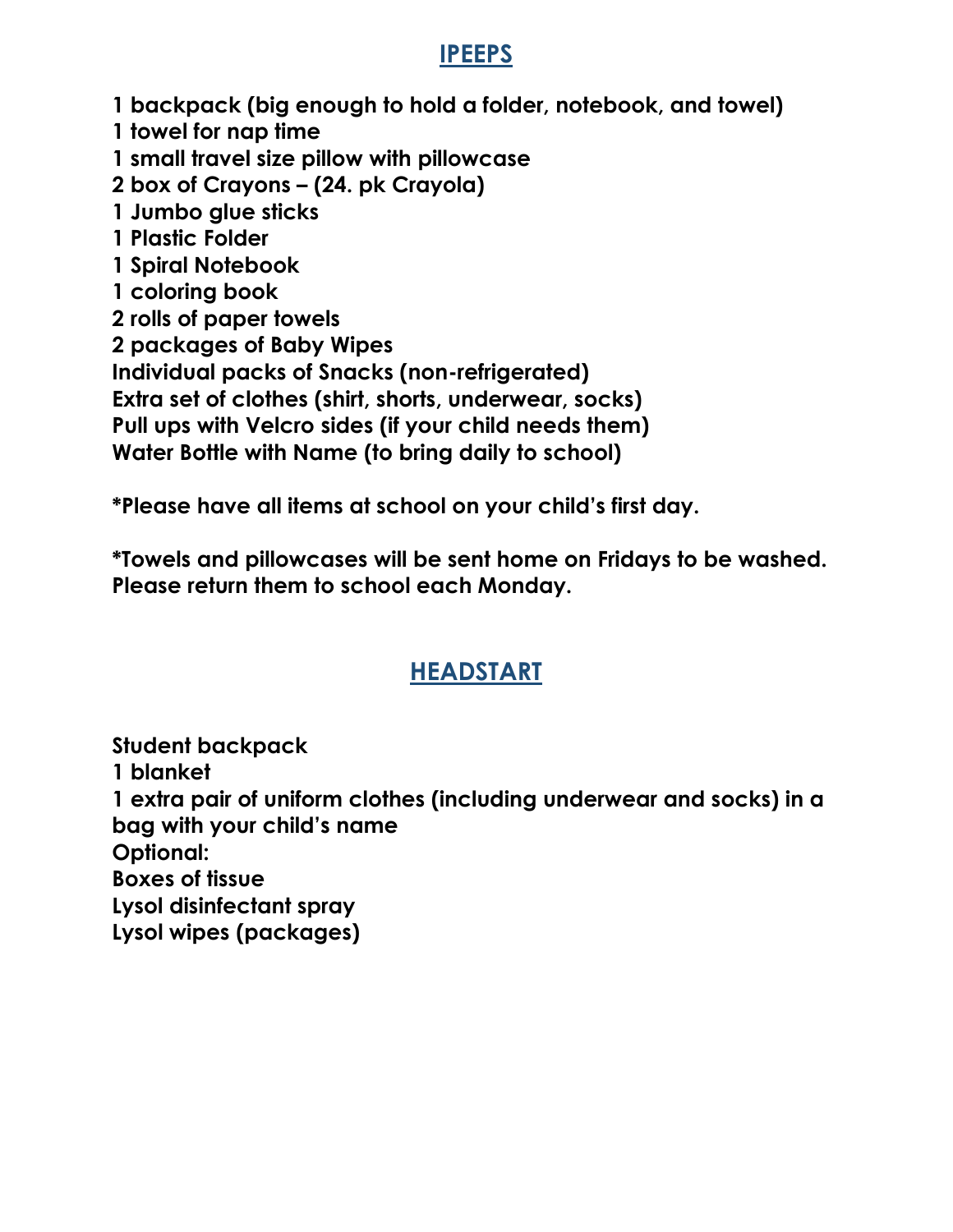## IPEEPS

**1 backpack (big enough to hold a folder, notebook, and towel)**
**1 towel for nap time**
**1 small travel size pillow with pillowcase**
**2 box of Crayons – (24. pk Crayola)**
**1 Jumbo glue sticks**
**1 Plastic Folder**
**1 Spiral Notebook**
**1 coloring book**
**2 rolls of paper towels**
**2 packages of Baby Wipes**
**Individual packs of Snacks (non-refrigerated)**
**Extra set of clothes (shirt, shorts, underwear, socks)**
**Pull ups with Velcro sides (if your child needs them)**
**Water Bottle with Name (to bring daily to school)**

**\*Please have all items at school on your child's first day.**

**\*Towels and pillowcases will be sent home on Fridays to be washed. Please return them to school each Monday.**

## HEADSTART

**Student backpack**
**1 blanket**
**1 extra pair of uniform clothes (including underwear and socks) in a bag with your child's name**
**Optional:**
**Boxes of tissue**
**Lysol disinfectant spray**
**Lysol wipes (packages)**